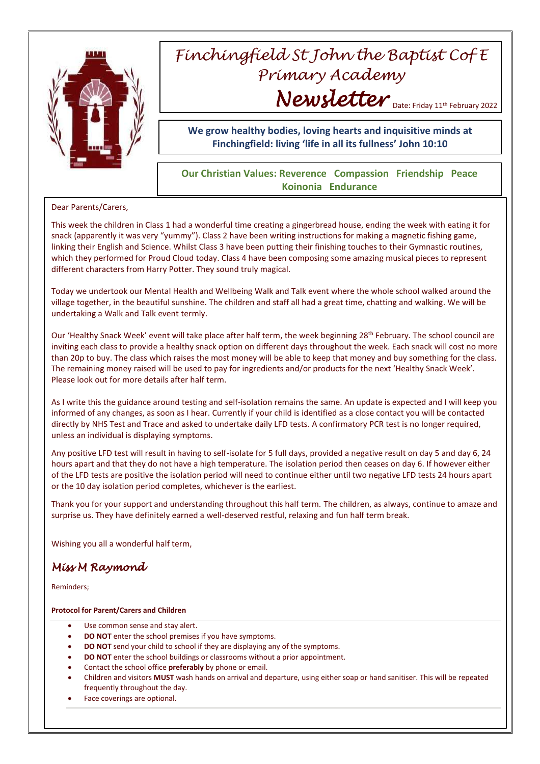# Finchingfield St John the Baptist C of E Primary Academy

## Newsletter

Date: Friday 11th February 2022

**We grow healthy bodies, loving hearts and inquisitive minds at Finchingfield: living 'life in all its fullness' John 10:10**

**Our Christian Values: Reverence Compassion Friendship Peace Koinonia Endurance**

Dear Parents/Carers,

This week the children in Class 1 had a wonderful time creating a gingerbread house, ending the week with eating it for snack (apparently it was very "yummy"). Class 2 have been writing instructions for making a magnetic fishing game, linking their English and Science. Whilst Class 3 have been putting their finishing touches to their Gymnastic routines, which they performed for Proud Cloud today. Class 4 have been composing some amazing musical pieces to represent different characters from Harry Potter. They sound truly magical.

Today we undertook our Mental Health and Wellbeing Walk and Talk event where the whole school walked around the village together, in the beautiful sunshine. The children and staff all had a great time, chatting and walking. We will be undertaking a Walk and Talk event termly.

Our 'Healthy Snack Week' event will take place after half term, the week beginning 28th February. The school council are inviting each class to provide a healthy snack option on different days throughout the week. Each snack will cost no more than 20p to buy. The class which raises the most money will be able to keep that money and buy something for the class. The remaining money raised will be used to pay for ingredients and/or products for the next 'Healthy Snack Week'. Please look out for more details after half term.

As I write this the guidance around testing and self-isolation remains the same. An update is expected and I will keep you informed of any changes, as soon as I hear. Currently if your child is identified as a close contact you will be contacted directly by NHS Test and Trace and asked to undertake daily LFD tests. A confirmatory PCR test is no longer required, unless an individual is displaying symptoms.

Any positive LFD test will result in having to self-isolate for 5 full days, provided a negative result on day 5 and day 6, 24 hours apart and that they do not have a high temperature. The isolation period then ceases on day 6. If however either of the LFD tests are positive the isolation period will need to continue either until two negative LFD tests 24 hours apart or the 10 day isolation period completes, whichever is the earliest.

Thank you for your support and understanding throughout this half term. The children, as always, continue to amaze and surprise us. They have definitely earned a well-deserved restful, relaxing and fun half term break.

Wishing you all a wonderful half term,

*Miss M Raymond*

Reminders;

**Protocol for Parent/Carers and Children**

- Use common sense and stay alert.
- **DO NOT** enter the school premises if you have symptoms.
- **DO NOT** send your child to school if they are displaying any of the symptoms.
- **DO NOT** enter the school buildings or classrooms without a prior appointment.
- Contact the school office **preferably** by phone or email.
- Children and visitors **MUST** wash hands on arrival and departure, using either soap or hand sanitiser. This will be repeated frequently throughout the day.
- Face coverings are optional.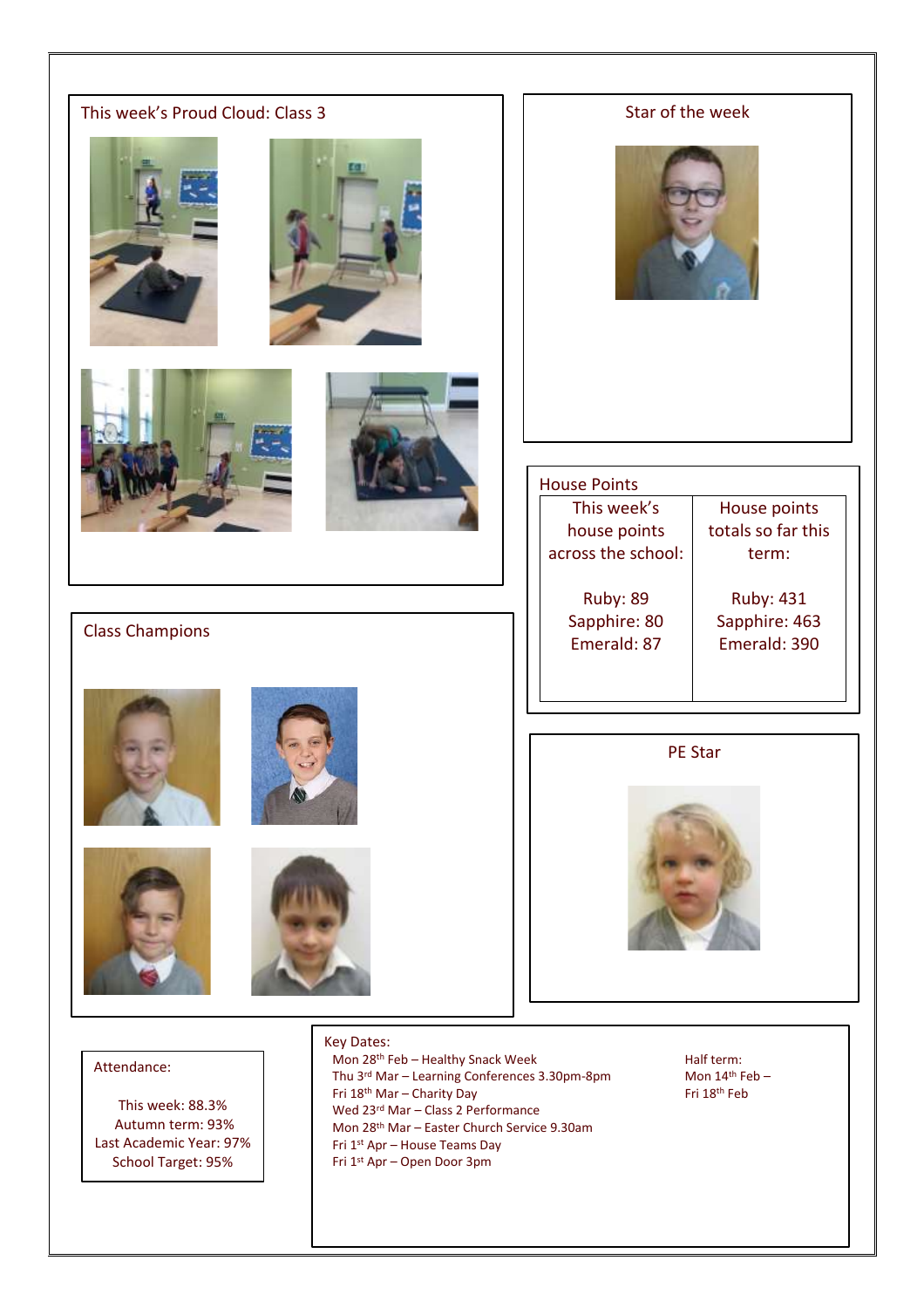## This week's Proud Cloud: Class 3

## Star of the week

## House Points

| This week's house points across the school: | House points totals so far this term: |
|---|---|
| Ruby: 89<br>Sapphire: 80<br>Emerald: 87 | Ruby: 431<br>Sapphire: 463<br>Emerald: 390 |

## Class Champions

## PE Star

## Attendance:

This week: 88.3%
Autumn term: 93%
Last Academic Year: 97%
School Target: 95%

## Key Dates:

- Mon 28th Feb – Healthy Snack Week
- Thu 3rd Mar – Learning Conferences 3.30pm-8pm
- Fri 18th Mar – Charity Day
- Wed 23rd Mar – Class 2 Performance
- Mon 28th Mar – Easter Church Service 9.30am
- Fri 1st Apr – House Teams Day
- Fri 1st Apr – Open Door 3pm

Half term:
Mon 14th Feb –
Fri 18th Feb